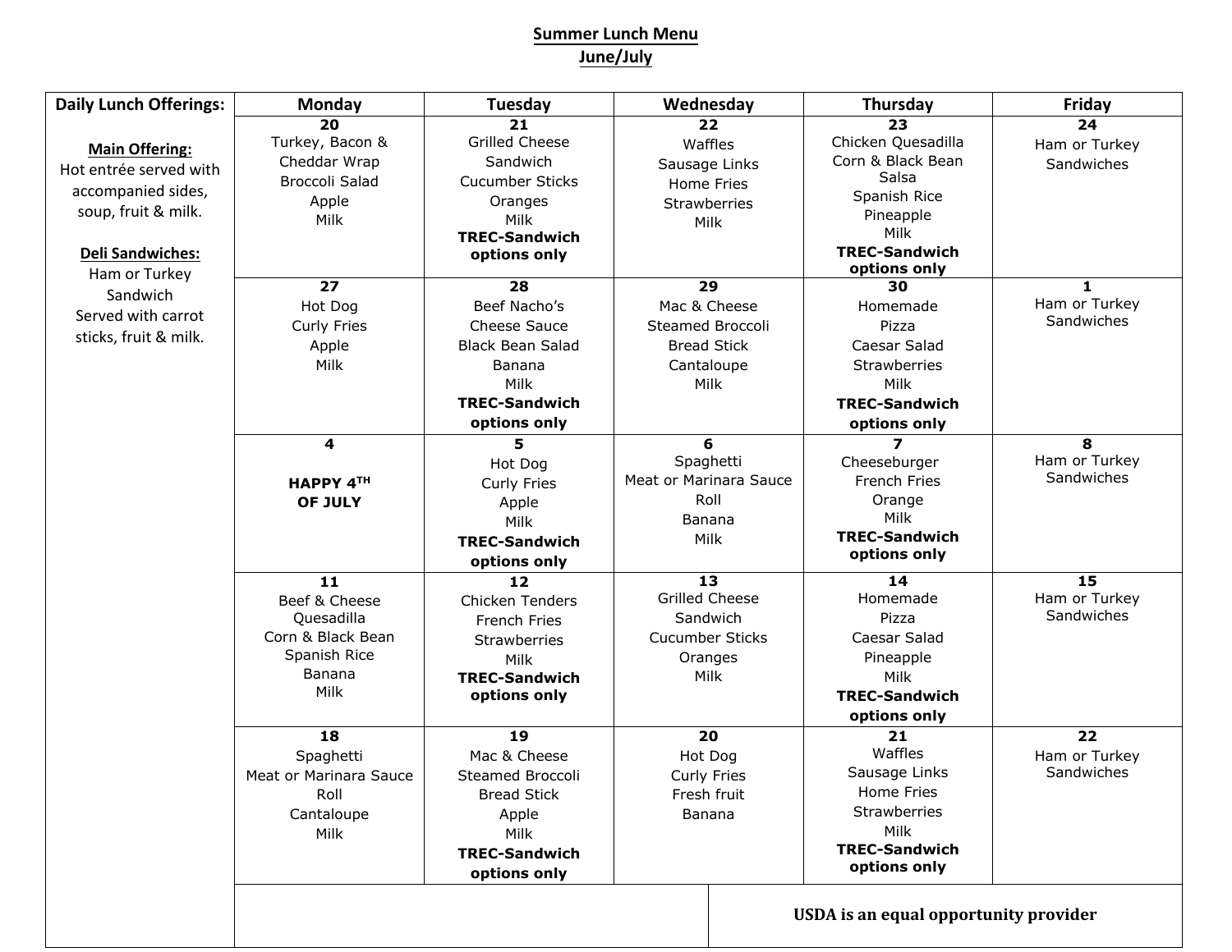# Summer Lunch Menu
## June/July

| Daily Lunch Offerings: | Monday | Tuesday | Wednesday | Thursday | Friday |
|---|---|---|---|---|---|
| **Main Offering:** Hot entrée served with accompanied sides, soup, fruit & milk.<br><br>**Deli Sandwiches:** Ham or Turkey Sandwich Served with carrot sticks, fruit & milk. | **20**<br>Turkey, Bacon & Cheddar Wrap<br>Broccoli Salad<br>Apple<br>Milk | **21**<br>Grilled Cheese Sandwich<br>Cucumber Sticks<br>Oranges<br>Milk<br>**TREC-Sandwich options only** | **22**<br>Waffles<br>Sausage Links<br>Home Fries<br>Strawberries<br>Milk | **23**<br>Chicken Quesadilla<br>Corn & Black Bean Salsa<br>Spanish Rice<br>Pineapple<br>Milk<br>**TREC-Sandwich options only** | **24**<br>Ham or Turkey Sandwiches |
| | **27**<br>Hot Dog<br>Curly Fries<br>Apple<br>Milk | **28**<br>Beef Nacho's<br>Cheese Sauce<br>Black Bean Salad<br>Banana<br>Milk<br>**TREC-Sandwich options only** | **29**<br>Mac & Cheese<br>Steamed Broccoli<br>Bread Stick<br>Cantaloupe<br>Milk | **30**<br>Homemade Pizza<br>Caesar Salad<br>Strawberries<br>Milk<br>**TREC-Sandwich options only** | **1**<br>Ham or Turkey Sandwiches |
| | **4**<br>**HAPPY 4TH OF JULY** | **5**<br>Hot Dog<br>Curly Fries<br>Apple<br>Milk<br>**TREC-Sandwich options only** | **6**<br>Spaghetti<br>Meat or Marinara Sauce<br>Roll<br>Banana<br>Milk | **7**<br>Cheeseburger<br>French Fries<br>Orange<br>Milk<br>**TREC-Sandwich options only** | **8**<br>Ham or Turkey Sandwiches |
| | **11**<br>Beef & Cheese Quesadilla<br>Corn & Black Bean<br>Spanish Rice<br>Banana<br>Milk | **12**<br>Chicken Tenders<br>French Fries<br>Strawberries<br>Milk<br>**TREC-Sandwich options only** | **13**<br>Grilled Cheese Sandwich<br>Cucumber Sticks<br>Oranges<br>Milk | **14**<br>Homemade Pizza<br>Caesar Salad<br>Pineapple<br>Milk<br>**TREC-Sandwich options only** | **15**<br>Ham or Turkey Sandwiches |
| | **18**<br>Spaghetti<br>Meat or Marinara Sauce<br>Roll<br>Cantaloupe<br>Milk | **19**<br>Mac & Cheese<br>Steamed Broccoli<br>Bread Stick<br>Apple<br>Milk<br>**TREC-Sandwich options only** | **20**<br>Hot Dog<br>Curly Fries<br>Fresh fruit<br>Banana | **21**<br>Waffles<br>Sausage Links<br>Home Fries<br>Strawberries<br>Milk<br>**TREC-Sandwich options only** | **22**<br>Ham or Turkey Sandwiches |

**USDA is an equal opportunity provider**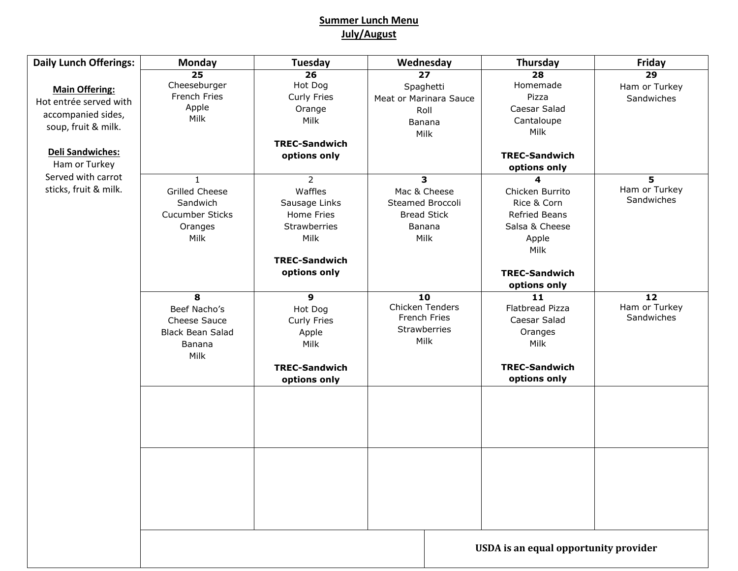# Summary Lunch Menu

## July/August

| Daily Lunch Offerings: | Monday | Tuesday | Wednesday | Thursday | Friday |
|---|---|---|---|---|---|
| **Main Offering:** Hot entrée served with accompanied sides, soup, fruit & milk.<br><br>**Deli Sandwiches:** Ham or Turkey Served with carrot sticks, fruit & milk. | **25**<br>Cheeseburger<br>French Fries<br>Apple<br>Milk | **26**<br>Hot Dog<br>Curly Fries<br>Orange<br>Milk<br><br>**TREC-Sandwich options only** | **27**<br>Spaghetti<br>Meat or Marinara Sauce<br>Roll<br>Banana<br>Milk | **28**<br>Homemade Pizza<br>Caesar Salad<br>Cantaloupe<br>Milk<br><br>**TREC-Sandwich options only** | **29**<br>Ham or Turkey Sandwiches |
| | 1<br>Grilled Cheese Sandwich<br>Cucumber Sticks<br>Oranges<br>Milk | 2<br>Waffles<br>Sausage Links<br>Home Fries<br>Strawberries<br>Milk<br><br>**TREC-Sandwich options only** | **3**<br>Mac & Cheese<br>Steamed Broccoli<br>Bread Stick<br>Banana<br>Milk | **4**<br>Chicken Burrito<br>Rice & Corn<br>Refried Beans<br>Salsa & Cheese<br>Apple<br>Milk<br><br>**TREC-Sandwich options only** | **5**<br>Ham or Turkey Sandwiches |
| | **8**<br>Beef Nacho's<br>Cheese Sauce<br>Black Bean Salad<br>Banana<br>Milk | **9**<br>Hot Dog<br>Curly Fries<br>Apple<br>Milk<br><br>**TREC-Sandwich options only** | **10**<br>Chicken Tenders<br>French Fries<br>Strawberries<br>Milk | **11**<br>Flatbread Pizza<br>Caesar Salad<br>Oranges<br>Milk<br><br>**TREC-Sandwich options only** | **12**<br>Ham or Turkey Sandwiches |
| | | | | | |
| | | | | | |

**USDA is an equal opportunity provider**